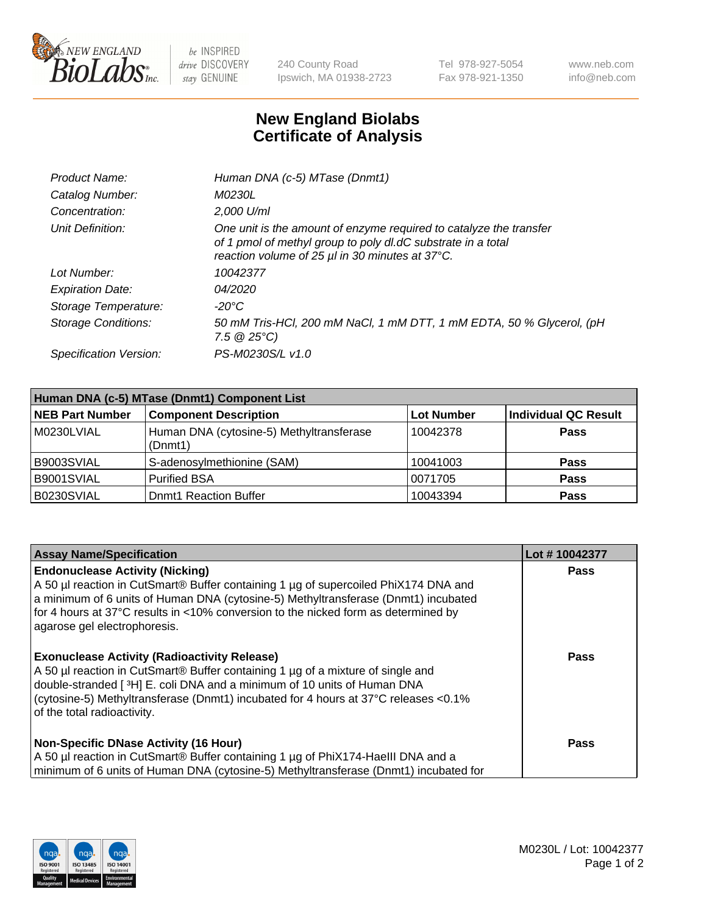# New England Biolabs
# Certificate of Analysis

| | |
|---|---|
| *Product Name:* | *Human DNA (c-5) MTase (Dnmt1)* |
| *Catalog Number:* | *M0230L* |
| *Concentration:* | *2,000 U/ml* |
| *Unit Definition:* | *One unit is the amount of enzyme required to catalyze the transfer of 1 pmol of methyl group to poly dI.dC substrate in a total reaction volume of 25 µl in 30 minutes at 37°C.* |
| *Lot Number:* | *10042377* |
| *Expiration Date:* | *04/2020* |
| *Storage Temperature:* | *-20°C* |
| *Storage Conditions:* | *50 mM Tris-HCl, 200 mM NaCl, 1 mM DTT, 1 mM EDTA, 50 % Glycerol, (pH 7.5 @ 25°C)* |
| *Specification Version:* | *PS-M0230S/L v1.0* |

| Human DNA (c-5) MTase (Dnmt1) Component List | | | |
|---|---|---|---|
| **NEB Part Number** | **Component Description** | **Lot Number** | **Individual QC Result** |
| M0230LVIAL | Human DNA (cytosine-5) Methyltransferase (Dnmt1) | 10042378 | **Pass** |
| B9003SVIAL | S-adenosylmethionine (SAM) | 10041003 | **Pass** |
| B9001SVIAL | Purified BSA | 0071705 | **Pass** |
| B0230SVIAL | Dnmt1 Reaction Buffer | 10043394 | **Pass** |

| Assay Name/Specification | Lot # 10042377 |
|---|---|
| **Endonuclease Activity (Nicking)**<br>A 50 µl reaction in CutSmart® Buffer containing 1 µg of supercoiled PhiX174 DNA and a minimum of 6 units of Human DNA (cytosine-5) Methyltransferase (Dnmt1) incubated for 4 hours at 37°C results in <10% conversion to the nicked form as determined by agarose gel electrophoresis. | **Pass** |
| **Exonuclease Activity (Radioactivity Release)**<br>A 50 µl reaction in CutSmart® Buffer containing 1 µg of a mixture of single and double-stranded [ $^{3}$H] E. coli DNA and a minimum of 10 units of Human DNA (cytosine-5) Methyltransferase (Dnmt1) incubated for 4 hours at 37°C releases <0.1% of the total radioactivity. | **Pass** |
| **Non-Specific DNase Activity (16 Hour)**<br>A 50 µl reaction in CutSmart® Buffer containing 1 µg of PhiX174-HaeIII DNA and a minimum of 6 units of Human DNA (cytosine-5) Methyltransferase (Dnmt1) incubated for | **Pass** |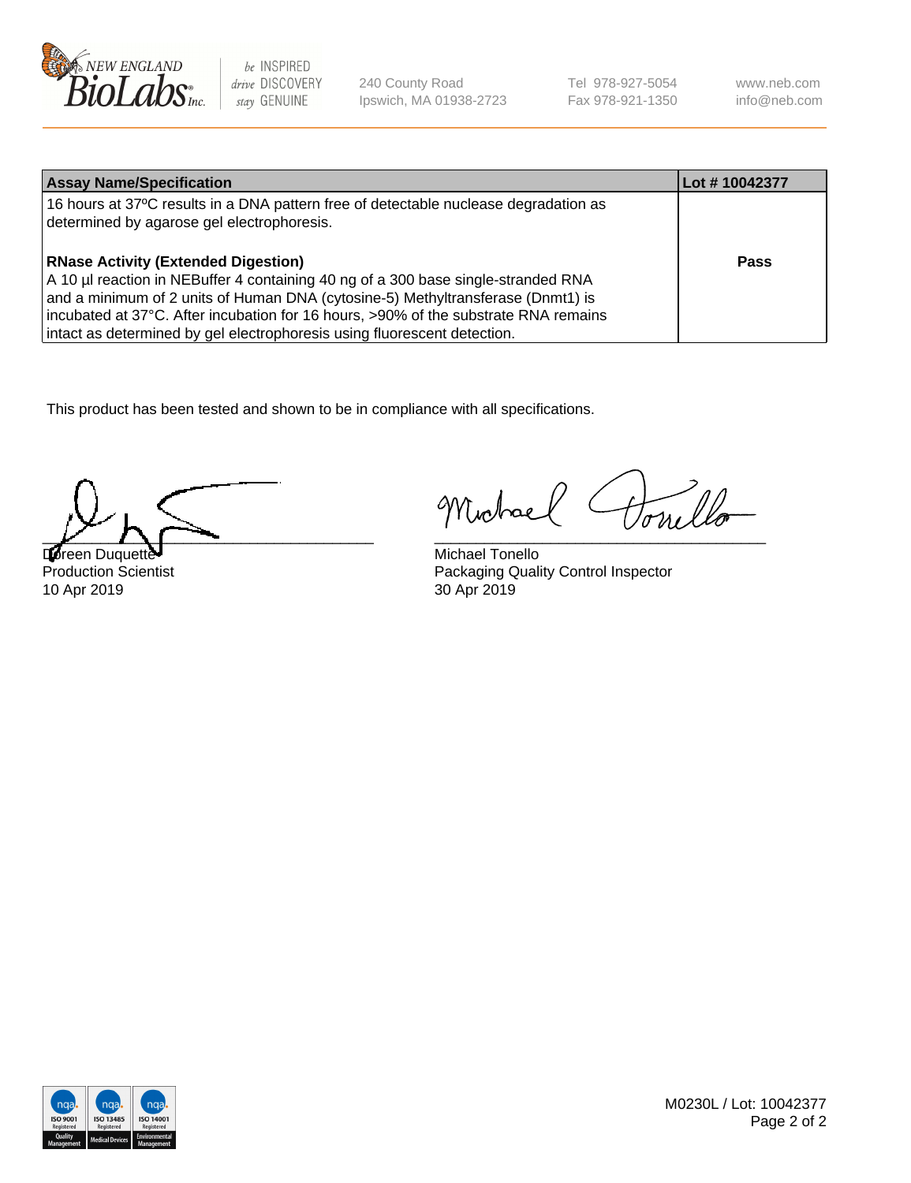be INSPIRED drive DISCOVERY stay GENUINE

240 County Road
Ipswich, MA 01938-2723

Tel 978-927-5054
Fax 978-921-1350

www.neb.com
info@neb.com

| Assay Name/Specification | Lot # 10042377 |
|---|---|
| 16 hours at 37ºC results in a DNA pattern free of detectable nuclease degradation as determined by agarose gel electrophoresis. | |
| **RNase Activity (Extended Digestion)**<br>A 10 µl reaction in NEBuffer 4 containing 40 ng of a 300 base single-stranded RNA and a minimum of 2 units of Human DNA (cytosine-5) Methyltransferase (Dnmt1) is incubated at 37°C. After incubation for 16 hours, >90% of the substrate RNA remains intact as determined by gel electrophoresis using fluorescent detection. | **Pass** |

This product has been tested and shown to be in compliance with all specifications.

Doreen Duquette
Production Scientist
10 Apr 2019

Michael Tonello
Packaging Quality Control Inspector
30 Apr 2019

M0230L / Lot: 10042377